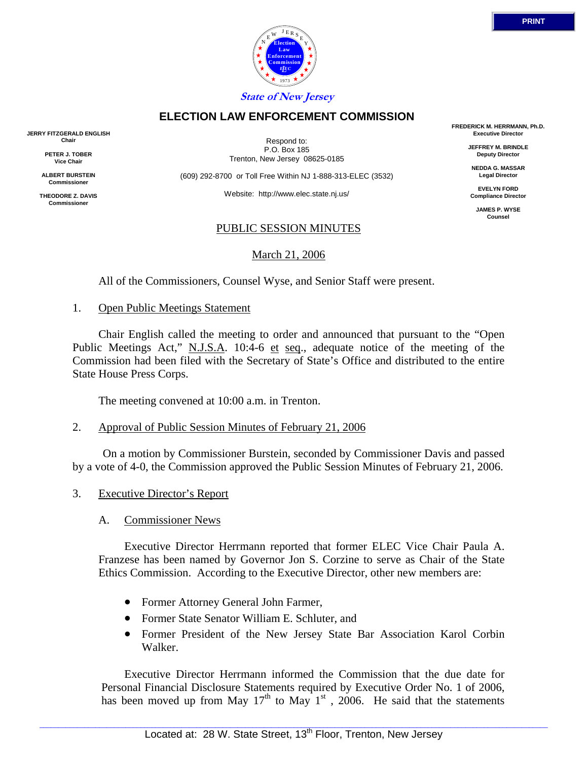PRINT

State of New Jersey

# ELECTION LAW ENFORCEMENT COMMISSION

**JERRY FITZGERALD ENGLISH**
**Chair**

**PETER J. TOBER**
**Vice Chair**

**ALBERT BURSTEIN**
**Commissioner**

**THEODORE Z. DAVIS**
**Commissioner**

Respond to:
P.O. Box 185
Trenton, New Jersey 08625-0185

(609) 292-8700 or Toll Free Within NJ 1-888-313-ELEC (3532)

Website: http://www.elec.state.nj.us/

**FREDERICK M. HERRMANN, Ph.D.**
**Executive Director**

**JEFFREY M. BRINDLE**
**Deputy Director**

**NEDDA G. MASSAR**
**Legal Director**

**EVELYN FORD**
**Compliance Director**

**JAMES P. WYSE**
**Counsel**

## PUBLIC SESSION MINUTES

March 21, 2006

All of the Commissioners, Counsel Wyse, and Senior Staff were present.

1. Open Public Meetings Statement

Chair English called the meeting to order and announced that pursuant to the "Open Public Meetings Act," N.J.S.A. 10:4-6 et seq., adequate notice of the meeting of the Commission had been filed with the Secretary of State's Office and distributed to the entire State House Press Corps.

The meeting convened at 10:00 a.m. in Trenton.

2. Approval of Public Session Minutes of February 21, 2006

On a motion by Commissioner Burstein, seconded by Commissioner Davis and passed by a vote of 4-0, the Commission approved the Public Session Minutes of February 21, 2006.

3. Executive Director's Report

A. Commissioner News

Executive Director Herrmann reported that former ELEC Vice Chair Paula A. Franzese has been named by Governor Jon S. Corzine to serve as Chair of the State Ethics Commission. According to the Executive Director, other new members are:

- Former Attorney General John Farmer,
- Former State Senator William E. Schluter, and
- Former President of the New Jersey State Bar Association Karol Corbin Walker.

Executive Director Herrmann informed the Commission that the due date for Personal Financial Disclosure Statements required by Executive Order No. 1 of 2006, has been moved up from May 17th to May 1st, 2006. He said that the statements

Located at: 28 W. State Street, 13th Floor, Trenton, New Jersey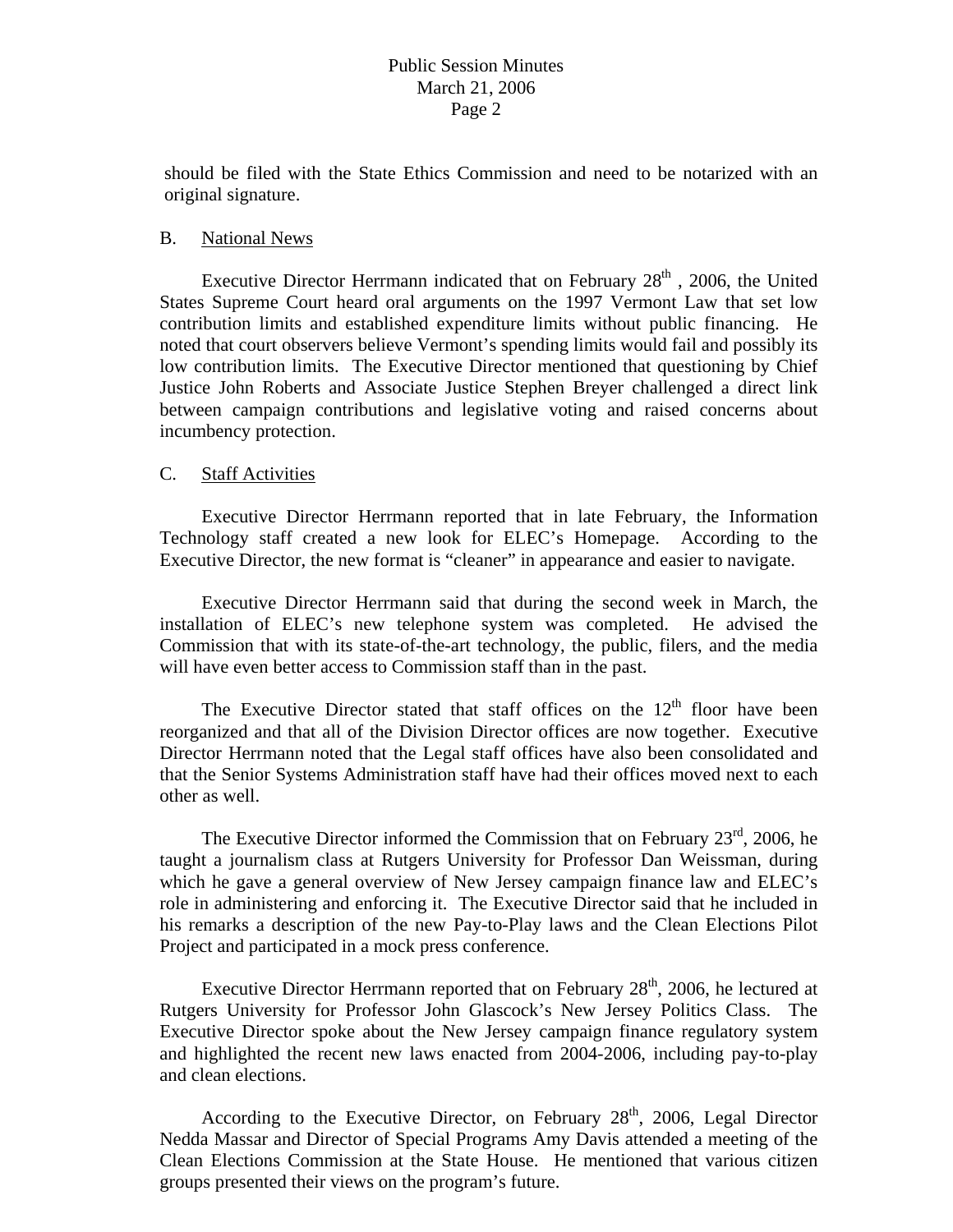should be filed with the State Ethics Commission and need to be notarized with an original signature.

B. National News

Executive Director Herrmann indicated that on February 28th , 2006, the United States Supreme Court heard oral arguments on the 1997 Vermont Law that set low contribution limits and established expenditure limits without public financing. He noted that court observers believe Vermont's spending limits would fail and possibly its low contribution limits. The Executive Director mentioned that questioning by Chief Justice John Roberts and Associate Justice Stephen Breyer challenged a direct link between campaign contributions and legislative voting and raised concerns about incumbency protection.

C. Staff Activities

Executive Director Herrmann reported that in late February, the Information Technology staff created a new look for ELEC's Homepage. According to the Executive Director, the new format is "cleaner" in appearance and easier to navigate.

Executive Director Herrmann said that during the second week in March, the installation of ELEC's new telephone system was completed. He advised the Commission that with its state-of-the-art technology, the public, filers, and the media will have even better access to Commission staff than in the past.

The Executive Director stated that staff offices on the 12th floor have been reorganized and that all of the Division Director offices are now together. Executive Director Herrmann noted that the Legal staff offices have also been consolidated and that the Senior Systems Administration staff have had their offices moved next to each other as well.

The Executive Director informed the Commission that on February 23rd, 2006, he taught a journalism class at Rutgers University for Professor Dan Weissman, during which he gave a general overview of New Jersey campaign finance law and ELEC's role in administering and enforcing it. The Executive Director said that he included in his remarks a description of the new Pay-to-Play laws and the Clean Elections Pilot Project and participated in a mock press conference.

Executive Director Herrmann reported that on February 28th, 2006, he lectured at Rutgers University for Professor John Glascock's New Jersey Politics Class. The Executive Director spoke about the New Jersey campaign finance regulatory system and highlighted the recent new laws enacted from 2004-2006, including pay-to-play and clean elections.

According to the Executive Director, on February 28th, 2006, Legal Director Nedda Massar and Director of Special Programs Amy Davis attended a meeting of the Clean Elections Commission at the State House. He mentioned that various citizen groups presented their views on the program's future.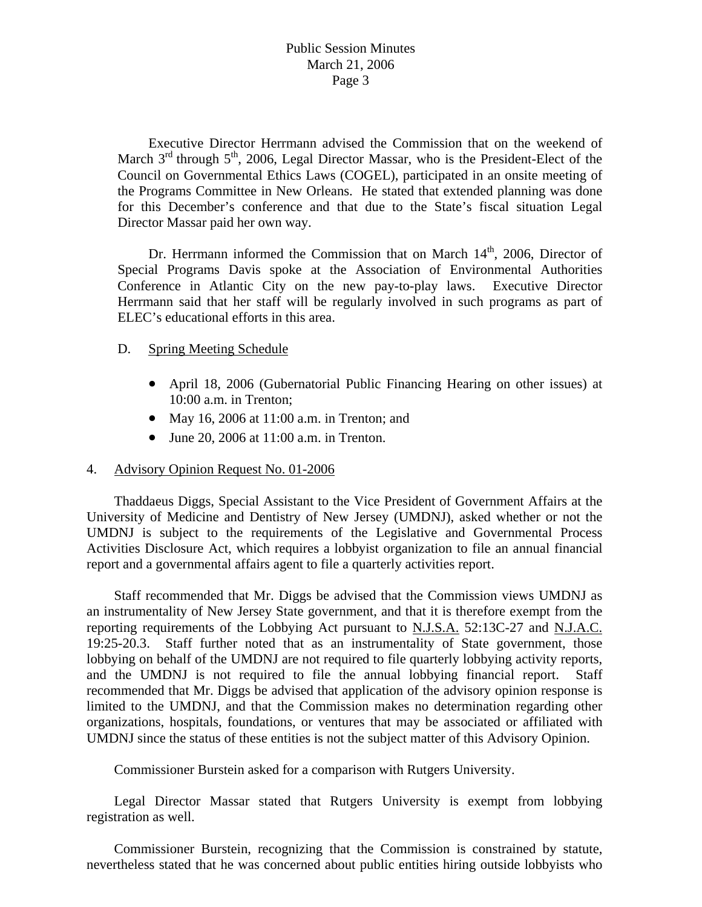Executive Director Herrmann advised the Commission that on the weekend of March 3rd through 5th, 2006, Legal Director Massar, who is the President-Elect of the Council on Governmental Ethics Laws (COGEL), participated in an onsite meeting of the Programs Committee in New Orleans. He stated that extended planning was done for this December's conference and that due to the State's fiscal situation Legal Director Massar paid her own way.

Dr. Herrmann informed the Commission that on March 14th, 2006, Director of Special Programs Davis spoke at the Association of Environmental Authorities Conference in Atlantic City on the new pay-to-play laws. Executive Director Herrmann said that her staff will be regularly involved in such programs as part of ELEC's educational efforts in this area.

D. Spring Meeting Schedule

- April 18, 2006 (Gubernatorial Public Financing Hearing on other issues) at 10:00 a.m. in Trenton;
- May 16, 2006 at 11:00 a.m. in Trenton; and
- June 20, 2006 at 11:00 a.m. in Trenton.

4. Advisory Opinion Request No. 01-2006

Thaddaeus Diggs, Special Assistant to the Vice President of Government Affairs at the University of Medicine and Dentistry of New Jersey (UMDNJ), asked whether or not the UMDNJ is subject to the requirements of the Legislative and Governmental Process Activities Disclosure Act, which requires a lobbyist organization to file an annual financial report and a governmental affairs agent to file a quarterly activities report.

Staff recommended that Mr. Diggs be advised that the Commission views UMDNJ as an instrumentality of New Jersey State government, and that it is therefore exempt from the reporting requirements of the Lobbying Act pursuant to N.J.S.A. 52:13C-27 and N.J.A.C. 19:25-20.3. Staff further noted that as an instrumentality of State government, those lobbying on behalf of the UMDNJ are not required to file quarterly lobbying activity reports, and the UMDNJ is not required to file the annual lobbying financial report. Staff recommended that Mr. Diggs be advised that application of the advisory opinion response is limited to the UMDNJ, and that the Commission makes no determination regarding other organizations, hospitals, foundations, or ventures that may be associated or affiliated with UMDNJ since the status of these entities is not the subject matter of this Advisory Opinion.

Commissioner Burstein asked for a comparison with Rutgers University.

Legal Director Massar stated that Rutgers University is exempt from lobbying registration as well.

Commissioner Burstein, recognizing that the Commission is constrained by statute, nevertheless stated that he was concerned about public entities hiring outside lobbyists who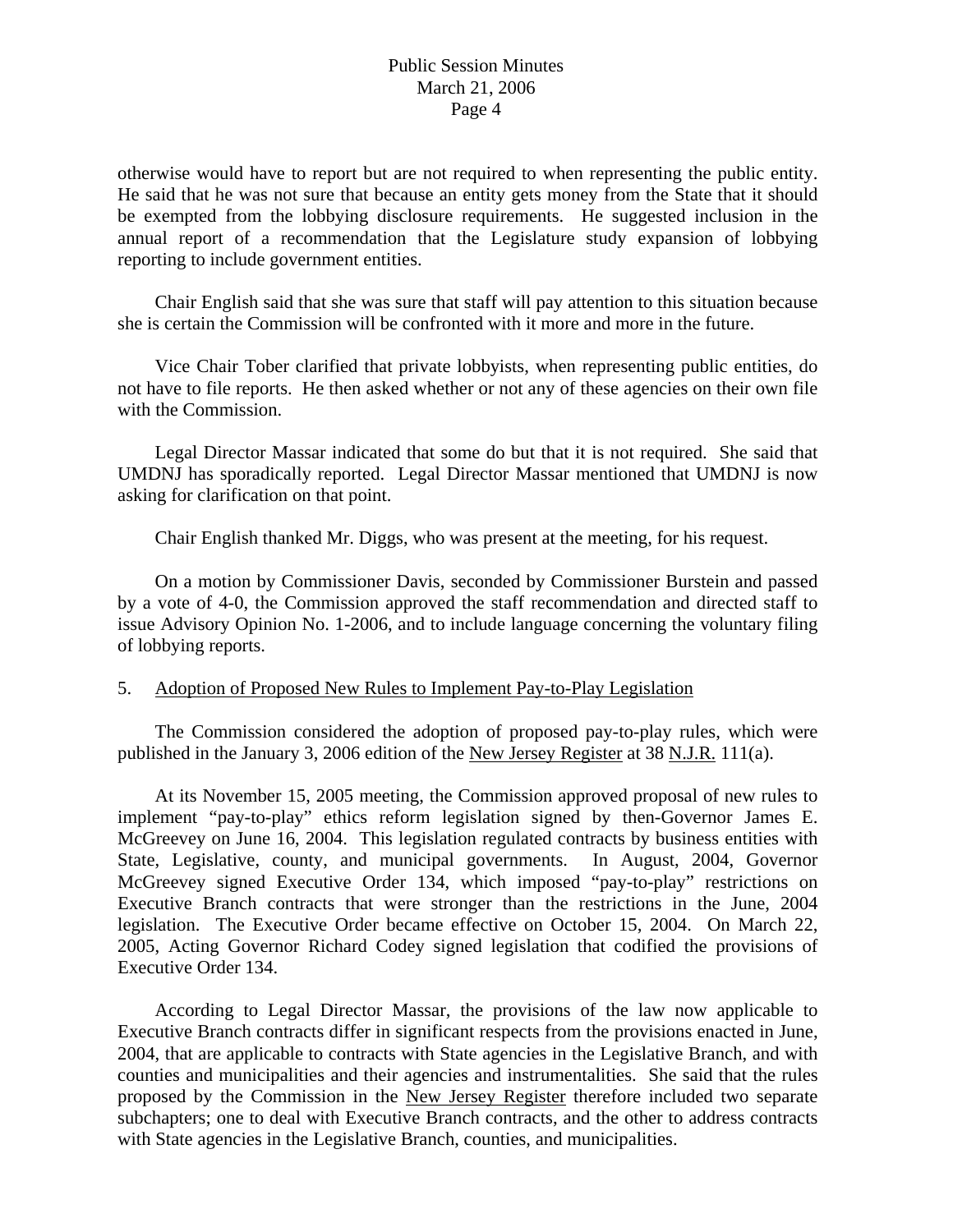otherwise would have to report but are not required to when representing the public entity. He said that he was not sure that because an entity gets money from the State that it should be exempted from the lobbying disclosure requirements. He suggested inclusion in the annual report of a recommendation that the Legislature study expansion of lobbying reporting to include government entities.

Chair English said that she was sure that staff will pay attention to this situation because she is certain the Commission will be confronted with it more and more in the future.

Vice Chair Tober clarified that private lobbyists, when representing public entities, do not have to file reports. He then asked whether or not any of these agencies on their own file with the Commission.

Legal Director Massar indicated that some do but that it is not required. She said that UMDNJ has sporadically reported. Legal Director Massar mentioned that UMDNJ is now asking for clarification on that point.

Chair English thanked Mr. Diggs, who was present at the meeting, for his request.

On a motion by Commissioner Davis, seconded by Commissioner Burstein and passed by a vote of 4-0, the Commission approved the staff recommendation and directed staff to issue Advisory Opinion No. 1-2006, and to include language concerning the voluntary filing of lobbying reports.

5. Adoption of Proposed New Rules to Implement Pay-to-Play Legislation

The Commission considered the adoption of proposed pay-to-play rules, which were published in the January 3, 2006 edition of the New Jersey Register at 38 N.J.R. 111(a).

At its November 15, 2005 meeting, the Commission approved proposal of new rules to implement "pay-to-play" ethics reform legislation signed by then-Governor James E. McGreevey on June 16, 2004. This legislation regulated contracts by business entities with State, Legislative, county, and municipal governments. In August, 2004, Governor McGreevey signed Executive Order 134, which imposed "pay-to-play" restrictions on Executive Branch contracts that were stronger than the restrictions in the June, 2004 legislation. The Executive Order became effective on October 15, 2004. On March 22, 2005, Acting Governor Richard Codey signed legislation that codified the provisions of Executive Order 134.

According to Legal Director Massar, the provisions of the law now applicable to Executive Branch contracts differ in significant respects from the provisions enacted in June, 2004, that are applicable to contracts with State agencies in the Legislative Branch, and with counties and municipalities and their agencies and instrumentalities. She said that the rules proposed by the Commission in the New Jersey Register therefore included two separate subchapters; one to deal with Executive Branch contracts, and the other to address contracts with State agencies in the Legislative Branch, counties, and municipalities.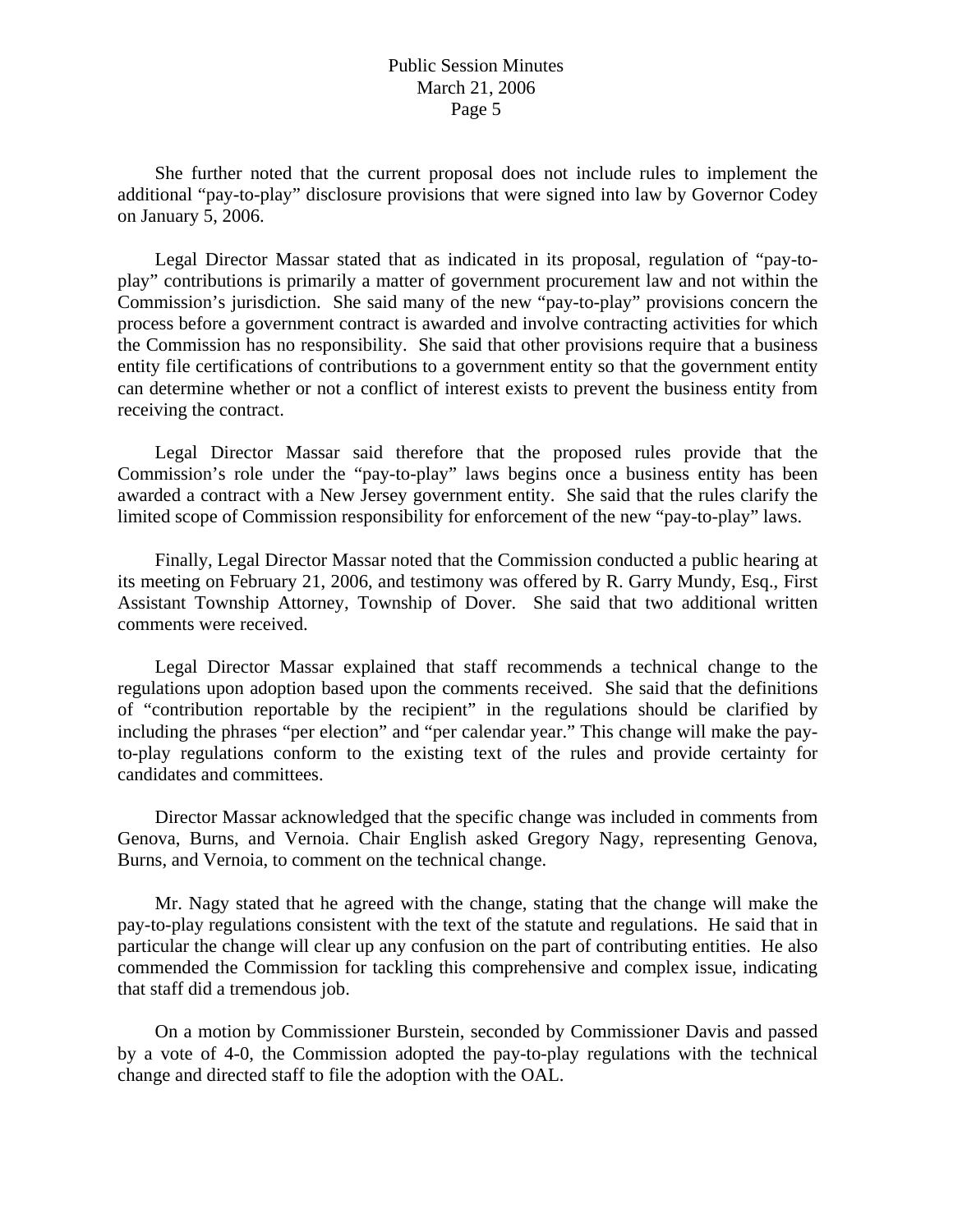She further noted that the current proposal does not include rules to implement the additional "pay-to-play" disclosure provisions that were signed into law by Governor Codey on January 5, 2006.

Legal Director Massar stated that as indicated in its proposal, regulation of "pay-to-play" contributions is primarily a matter of government procurement law and not within the Commission's jurisdiction. She said many of the new "pay-to-play" provisions concern the process before a government contract is awarded and involve contracting activities for which the Commission has no responsibility. She said that other provisions require that a business entity file certifications of contributions to a government entity so that the government entity can determine whether or not a conflict of interest exists to prevent the business entity from receiving the contract.

Legal Director Massar said therefore that the proposed rules provide that the Commission's role under the "pay-to-play" laws begins once a business entity has been awarded a contract with a New Jersey government entity. She said that the rules clarify the limited scope of Commission responsibility for enforcement of the new "pay-to-play" laws.

Finally, Legal Director Massar noted that the Commission conducted a public hearing at its meeting on February 21, 2006, and testimony was offered by R. Garry Mundy, Esq., First Assistant Township Attorney, Township of Dover. She said that two additional written comments were received.

Legal Director Massar explained that staff recommends a technical change to the regulations upon adoption based upon the comments received. She said that the definitions of "contribution reportable by the recipient" in the regulations should be clarified by including the phrases "per election" and "per calendar year." This change will make the pay-to-play regulations conform to the existing text of the rules and provide certainty for candidates and committees.

Director Massar acknowledged that the specific change was included in comments from Genova, Burns, and Vernoia. Chair English asked Gregory Nagy, representing Genova, Burns, and Vernoia, to comment on the technical change.

Mr. Nagy stated that he agreed with the change, stating that the change will make the pay-to-play regulations consistent with the text of the statute and regulations. He said that in particular the change will clear up any confusion on the part of contributing entities. He also commended the Commission for tackling this comprehensive and complex issue, indicating that staff did a tremendous job.

On a motion by Commissioner Burstein, seconded by Commissioner Davis and passed by a vote of 4-0, the Commission adopted the pay-to-play regulations with the technical change and directed staff to file the adoption with the OAL.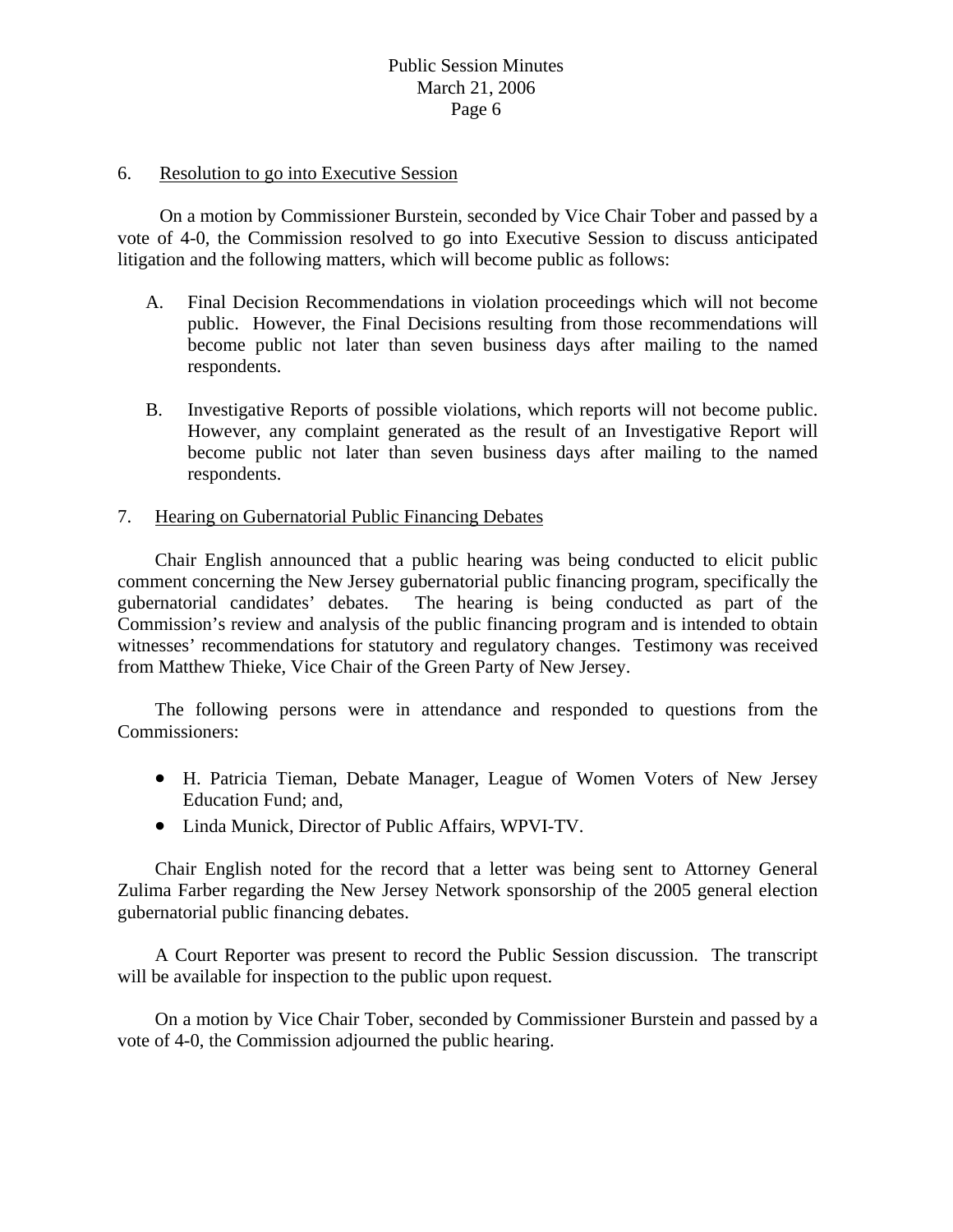6. Resolution to go into Executive Session

On a motion by Commissioner Burstein, seconded by Vice Chair Tober and passed by a vote of 4-0, the Commission resolved to go into Executive Session to discuss anticipated litigation and the following matters, which will become public as follows:

A. Final Decision Recommendations in violation proceedings which will not become public. However, the Final Decisions resulting from those recommendations will become public not later than seven business days after mailing to the named respondents.

B. Investigative Reports of possible violations, which reports will not become public. However, any complaint generated as the result of an Investigative Report will become public not later than seven business days after mailing to the named respondents.

7. Hearing on Gubernatorial Public Financing Debates

Chair English announced that a public hearing was being conducted to elicit public comment concerning the New Jersey gubernatorial public financing program, specifically the gubernatorial candidates' debates. The hearing is being conducted as part of the Commission's review and analysis of the public financing program and is intended to obtain witnesses' recommendations for statutory and regulatory changes. Testimony was received from Matthew Thieke, Vice Chair of the Green Party of New Jersey.

The following persons were in attendance and responded to questions from the Commissioners:

- H. Patricia Tieman, Debate Manager, League of Women Voters of New Jersey Education Fund; and,
- Linda Munick, Director of Public Affairs, WPVI-TV.

Chair English noted for the record that a letter was being sent to Attorney General Zulima Farber regarding the New Jersey Network sponsorship of the 2005 general election gubernatorial public financing debates.

A Court Reporter was present to record the Public Session discussion. The transcript will be available for inspection to the public upon request.

On a motion by Vice Chair Tober, seconded by Commissioner Burstein and passed by a vote of 4-0, the Commission adjourned the public hearing.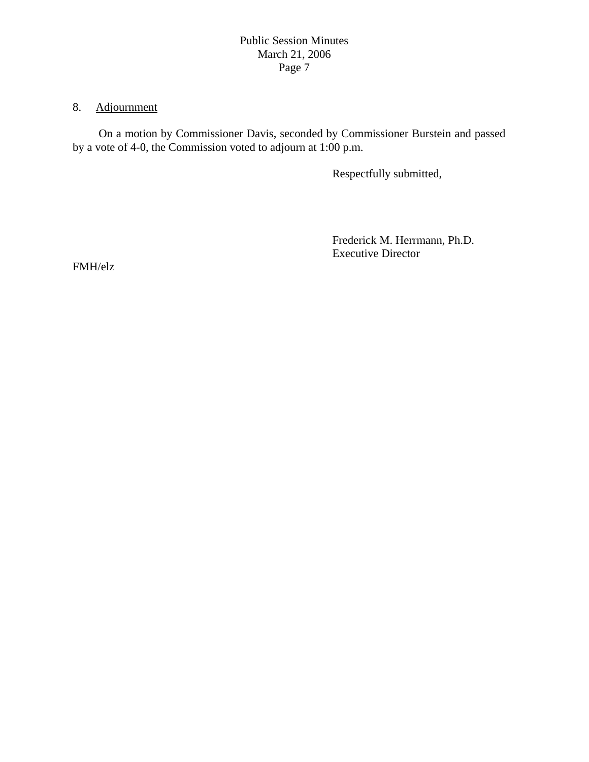8. Adjournment

On a motion by Commissioner Davis, seconded by Commissioner Burstein and passed by a vote of 4-0, the Commission voted to adjourn at 1:00 p.m.

Respectfully submitted,

Frederick M. Herrmann, Ph.D.
Executive Director

FMH/elz